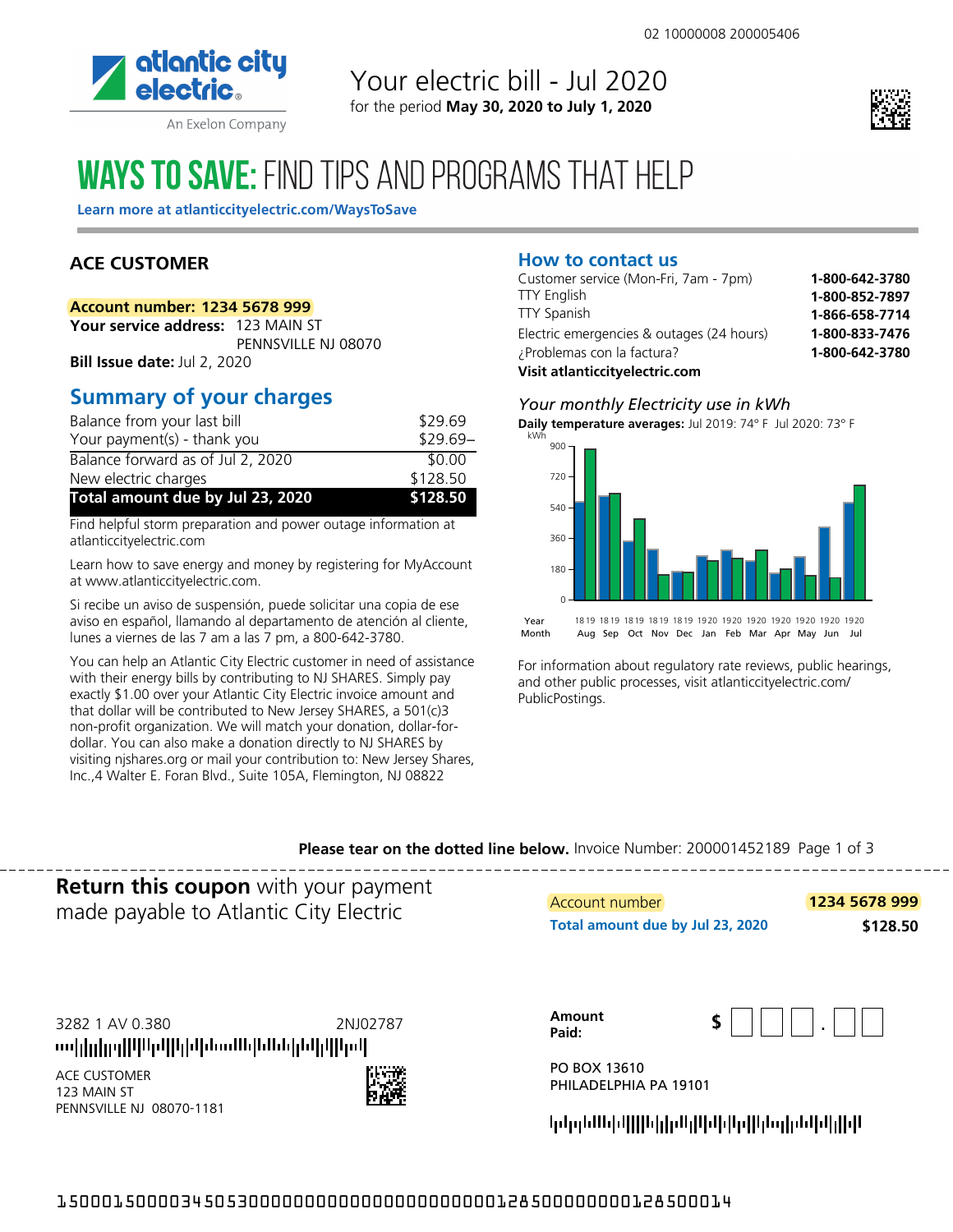02 10000008 200005406

# Your electric bill - Jul 2020

for the period **May 30, 2020 to July 1, 2020**

atlantic city electric — An Exelon Company

## WAYS TO SAVE: FIND TIPS AND PROGRAMS THAT HELP

**Learn more at atlanticcityelectric.com/WaysToSave**

**ACE CUSTOMER**

**Account number: 1234 5678 999**
**Your service address:** 123 MAIN ST
PENNSVILLE NJ 08070
**Bill Issue date:** Jul 2, 2020

## Summary of your charges

| | |
|---|---|
| Balance from your last bill | $29.69 |
| Your payment(s) - thank you | $29.69– |
| Balance forward as of Jul 2, 2020 | $0.00 |
| New electric charges | $128.50 |
| **Total amount due by Jul 23, 2020** | **$128.50** |

Find helpful storm preparation and power outage information at atlanticcityelectric.com

Learn how to save energy and money by registering for MyAccount at www.atlanticcityelectric.com.

Si recibe un aviso de suspensión, puede solicitar una copia de ese aviso en español, llamando al departamento de atención al cliente, lunes a viernes de las 7 am a las 7 pm, a 800-642-3780.

You can help an Atlantic City Electric customer in need of assistance with their energy bills by contributing to NJ SHARES. Simply pay exactly $1.00 over your Atlantic City Electric invoice amount and that dollar will be contributed to New Jersey SHARES, a 501(c)3 non-profit organization. We will match your donation, dollar-for-dollar. You can also make a donation directly to NJ SHARES by visiting njshares.org or mail your contribution to: New Jersey Shares, Inc.,4 Walter E. Foran Blvd., Suite 105A, Flemington, NJ 08822

## How to contact us

| | |
|---|---|
| Customer service (Mon-Fri, 7am - 7pm) | **1-800-642-3780** |
| TTY English | **1-800-852-7897** |
| TTY Spanish | **1-866-658-7714** |
| Electric emergencies & outages (24 hours) | **1-800-833-7476** |
| ¿Problemas con la factura? | **1-800-642-3780** |

**Visit atlanticcityelectric.com**

*Your monthly Electricity use in kWh*

**Daily temperature averages:** Jul 2019: 74° F Jul 2020: 73° F

| Year | 18 19 | 18 19 | 18 19 | 18 19 | 18 19 | 19 20 | 19 20 | 19 20 | 19 20 | 19 20 | 19 20 | 19 20 |
|---|---|---|---|---|---|---|---|---|---|---|---|---|
| Month | Aug | Sep | Oct | Nov | Dec | Jan | Feb | Mar | Apr | May | Jun | Jul |

For information about regulatory rate reviews, public hearings, and other public processes, visit atlanticcityelectric.com/PublicPostings.

**Please tear on the dotted line below.** Invoice Number: 200001452189 Page 1 of 3

---

**Return this coupon** with your payment made payable to Atlantic City Electric

| | |
|---|---|
| Account number | **1234 5678 999** |
| **Total amount due by Jul 23, 2020** | **$128.50** |

3282 1 AV 0.380 2NJ02787

ACE CUSTOMER
123 MAIN ST
PENNSVILLE NJ 08070-1181

**Amount Paid:** $ ___ . __

PO BOX 13610
PHILADELPHIA PA 19101

1500015000034505300000000000000000000000128500000000128500014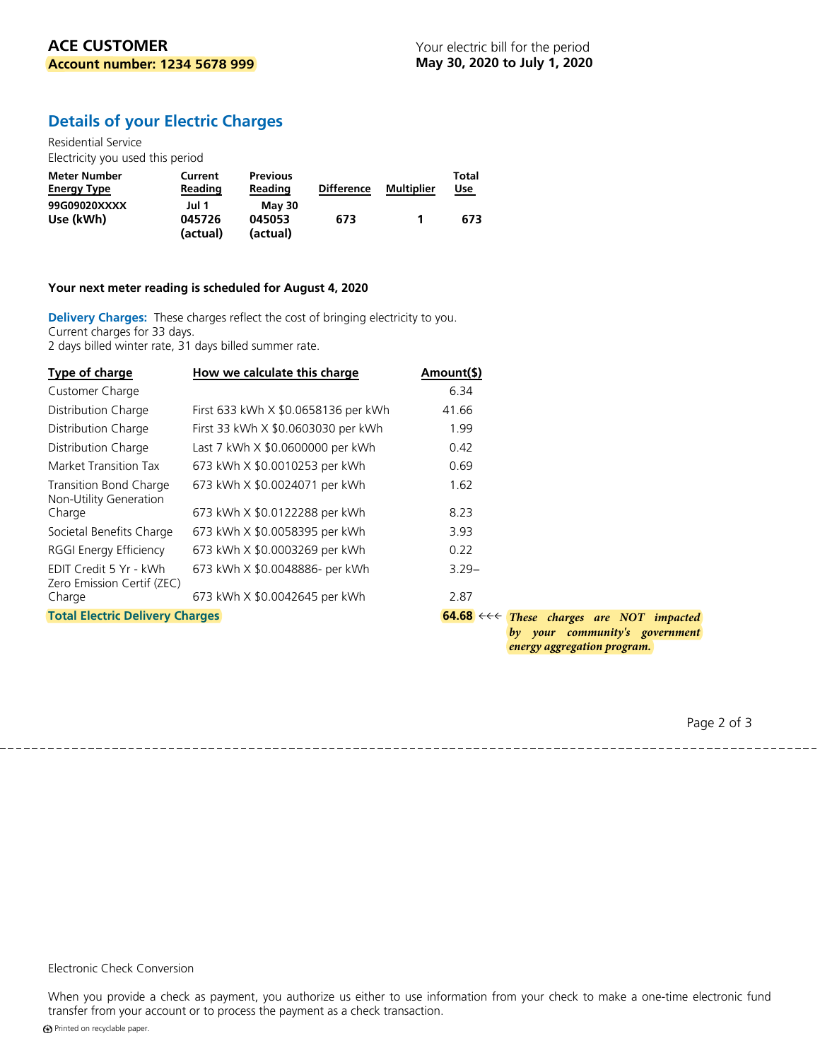**ACE CUSTOMER**
**Account number: 1234 5678 999**

Your electric bill for the period
**May 30, 2020 to July 1, 2020**

## Details of your Electric Charges

Residential Service
Electricity you used this period

| Meter Number / Energy Type | Current Reading | Previous Reading | Difference | Multiplier | Total Use |
|---|---|---|---|---|---|
| **99G09020XXXX** | **Jul 1** | **May 30** | | | |
| **Use (kWh)** | **045726 (actual)** | **045053 (actual)** | **673** | **1** | **673** |

**Your next meter reading is scheduled for August 4, 2020**

**Delivery Charges:** These charges reflect the cost of bringing electricity to you.
Current charges for 33 days.
2 days billed winter rate, 31 days billed summer rate.

| Type of charge | How we calculate this charge | Amount($) |
|---|---|---|
| Customer Charge | | 6.34 |
| Distribution Charge | First 633 kWh X $0.0658136 per kWh | 41.66 |
| Distribution Charge | First 33 kWh X $0.0603030 per kWh | 1.99 |
| Distribution Charge | Last 7 kWh X $0.0600000 per kWh | 0.42 |
| Market Transition Tax | 673 kWh X $0.0010253 per kWh | 0.69 |
| Transition Bond Charge | 673 kWh X $0.0024071 per kWh | 1.62 |
| Non-Utility Generation Charge | 673 kWh X $0.0122288 per kWh | 8.23 |
| Societal Benefits Charge | 673 kWh X $0.0058395 per kWh | 3.93 |
| RGGI Energy Efficiency | 673 kWh X $0.0003269 per kWh | 0.22 |
| EDIT Credit 5 Yr - kWh | 673 kWh X $0.0048886- per kWh | 3.29– |
| Zero Emission Certif (ZEC) Charge | 673 kWh X $0.0042645 per kWh | 2.87 |
| **Total Electric Delivery Charges** | | **64.68** |

←←← ***These charges are NOT impacted by your community's government energy aggregation program.***

Electronic Check Conversion

When you provide a check as payment, you authorize us either to use information from your check to make a one-time electronic fund transfer from your account or to process the payment as a check transaction.

Printed on recyclable paper.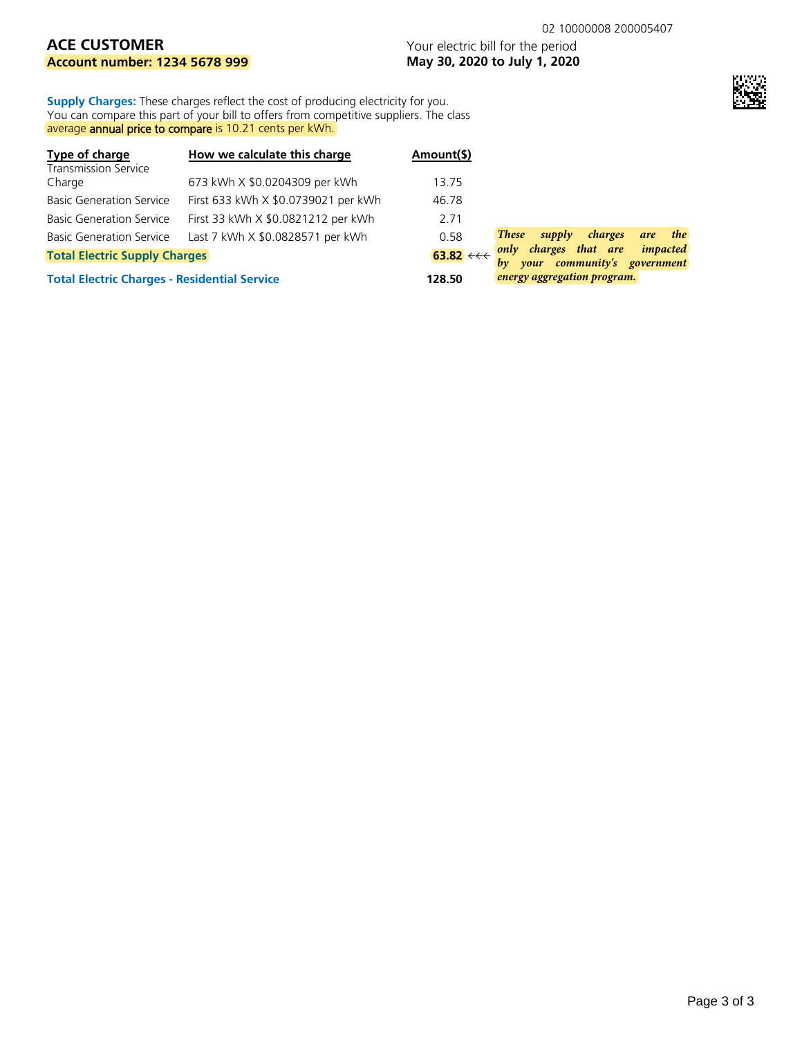02 10000008 200005407

**ACE CUSTOMER**
**Account number: 1234 5678 999**

Your electric bill for the period
**May 30, 2020 to July 1, 2020**

**Supply Charges:** These charges reflect the cost of producing electricity for you. You can compare this part of your bill to offers from competitive suppliers. The class average annual price to compare is 10.21 cents per kWh.

| Type of charge | How we calculate this charge | Amount($) |
|---|---|---|
| Transmission Service Charge | 673 kWh X $0.0204309 per kWh | 13.75 |
| Basic Generation Service | First 633 kWh X $0.0739021 per kWh | 46.78 |
| Basic Generation Service | First 33 kWh X $0.0821212 per kWh | 2.71 |
| Basic Generation Service | Last 7 kWh X $0.0828571 per kWh | 0.58 |
| **Total Electric Supply Charges** | | **63.82** ←←← |
| **Total Electric Charges - Residential Service** | | **128.50** |

***These supply charges are the only charges that are impacted by your community's government energy aggregation program.***